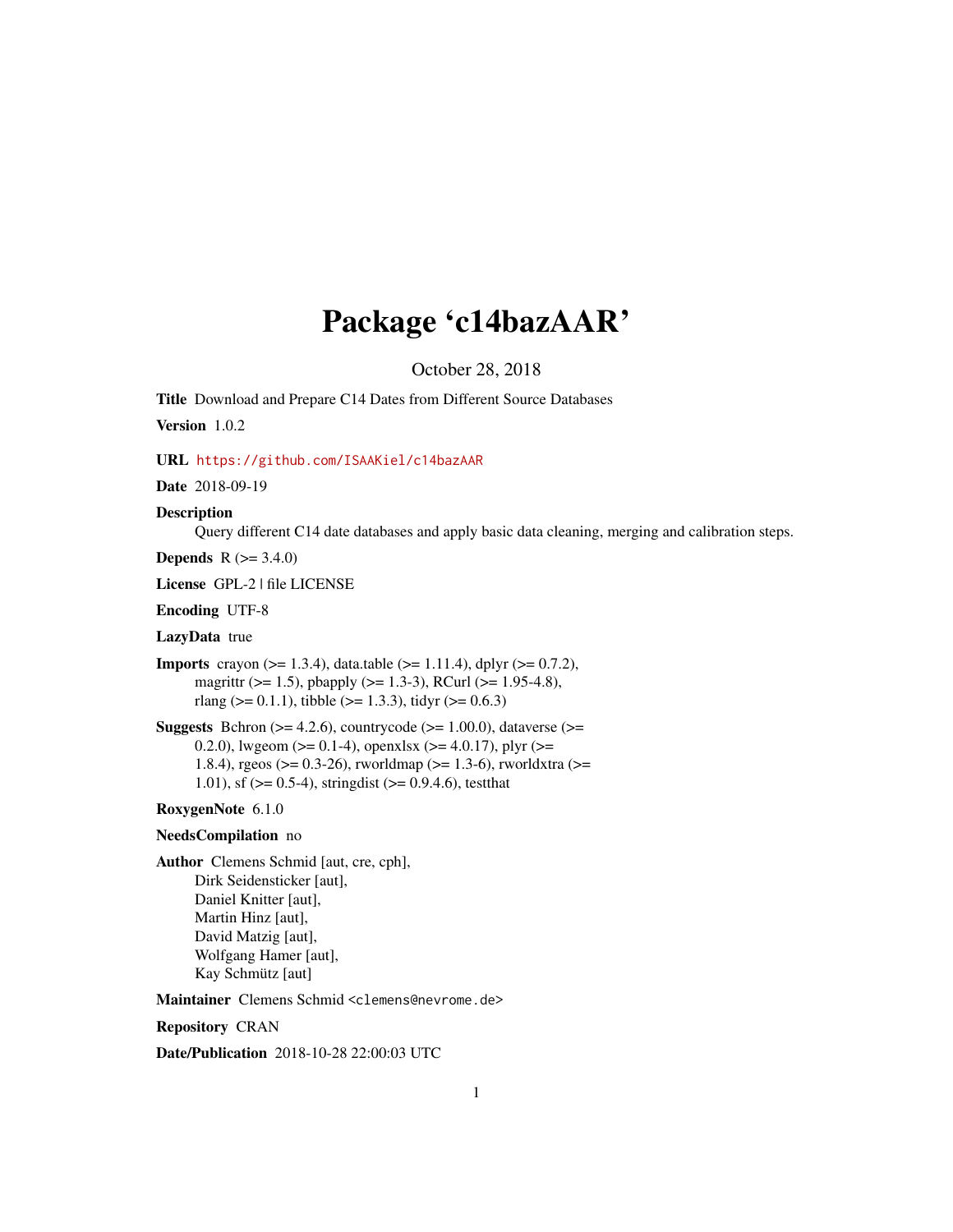# Package 'c14bazAAR'

October 28, 2018

**Title** Download and Prepare C14 Dates from Different Source Databases

**Version** 1.0.2

**URL** https://github.com/ISAAKiel/c14bazAAR

**Date** 2018-09-19

**Description** Query different C14 date databases and apply basic data cleaning, merging and calibration steps.

**Depends** R (>= 3.4.0)

**License** GPL-2 | file LICENSE

**Encoding** UTF-8

**LazyData** true

**Imports** crayon (>= 1.3.4), data.table (>= 1.11.4), dplyr (>= 0.7.2), magrittr (>= 1.5), pbapply (>= 1.3-3), RCurl (>= 1.95-4.8), rlang (>= 0.1.1), tibble (>= 1.3.3), tidyr (>= 0.6.3)

**Suggests** Bchron (>= 4.2.6), countrycode (>= 1.00.0), dataverse (>= 0.2.0), lwgeom (>= 0.1-4), openxlsx (>= 4.0.17), plyr (>= 1.8.4), rgeos (>= 0.3-26), rworldmap (>= 1.3-6), rworldxtra (>= 1.01), sf (>= 0.5-4), stringdist (>= 0.9.4.6), testthat

**RoxygenNote** 6.1.0

**NeedsCompilation** no

**Author** Clemens Schmid [aut, cre, cph],
Dirk Seidensticker [aut],
Daniel Knitter [aut],
Martin Hinz [aut],
David Matzig [aut],
Wolfgang Hamer [aut],
Kay Schmütz [aut]

**Maintainer** Clemens Schmid <clemens@nevrome.de>

**Repository** CRAN

**Date/Publication** 2018-10-28 22:00:03 UTC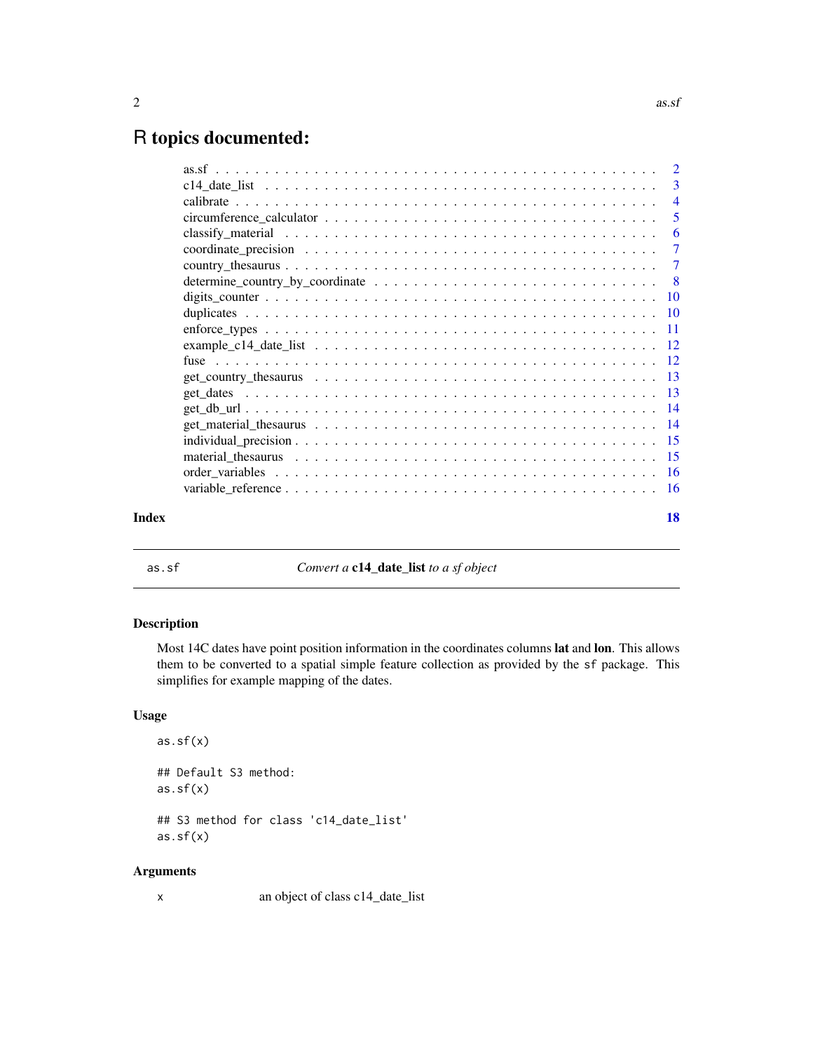# R topics documented:

- as.sf . . . . . 2
- c14_date_list . . . . . 3
- calibrate . . . . . 4
- circumference_calculator . . . . . 5
- classify_material . . . . . 6
- coordinate_precision . . . . . 7
- country_thesaurus . . . . . 7
- determine_country_by_coordinate . . . . . 8
- digits_counter . . . . . 10
- duplicates . . . . . 10
- enforce_types . . . . . 11
- example_c14_date_list . . . . . 12
- fuse . . . . . 12
- get_country_thesaurus . . . . . 13
- get_dates . . . . . 13
- get_db_url . . . . . 14
- get_material_thesaurus . . . . . 14
- individual_precision . . . . . 15
- material_thesaurus . . . . . 15
- order_variables . . . . . 16
- variable_reference . . . . . 16

**Index** **18**

---

`as.sf` *Convert a* **c14_date_list** *to a sf object*

---

### Description

Most 14C dates have point position information in the coordinates columns **lat** and **lon**. This allows them to be converted to a spatial simple feature collection as provided by the `sf` package. This simplifies for example mapping of the dates.

### Usage

```
as.sf(x)

## Default S3 method:
as.sf(x)

## S3 method for class 'c14_date_list'
as.sf(x)
```

### Arguments

| | |
|---|---|
| x | an object of class c14_date_list |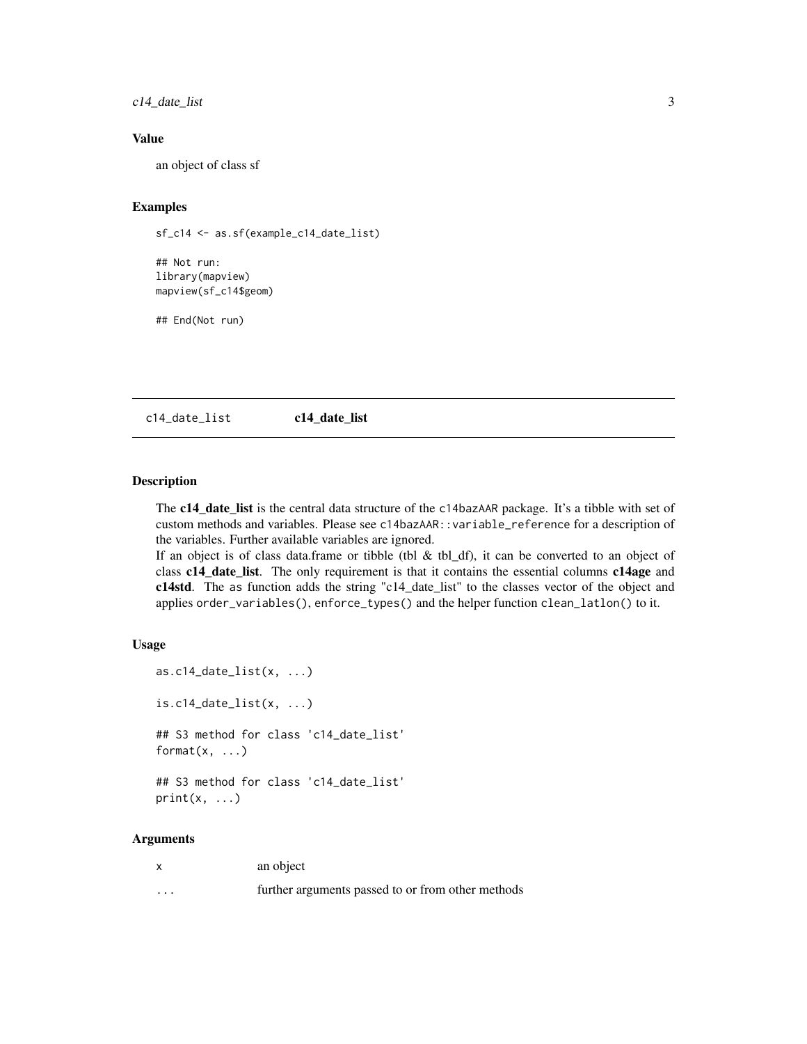## Value

an object of class sf

## Examples

```
sf_c14 <- as.sf(example_c14_date_list)

## Not run:
library(mapview)
mapview(sf_c14$geom)

## End(Not run)
```

---

# c14_date_list &nbsp;&nbsp;&nbsp; *c14_date_list*

## Description

The **c14_date_list** is the central data structure of the `c14bazAAR` package. It's a tibble with set of custom methods and variables. Please see `c14bazAAR::variable_reference` for a description of the variables. Further available variables are ignored.

If an object is of class data.frame or tibble (tbl & tbl_df), it can be converted to an object of class **c14_date_list**. The only requirement is that it contains the essential columns **c14age** and **c14std**. The `as` function adds the string "c14_date_list" to the classes vector of the object and applies `order_variables()`, `enforce_types()` and the helper function `clean_latlon()` to it.

## Usage

```
as.c14_date_list(x, ...)

is.c14_date_list(x, ...)

## S3 method for class 'c14_date_list'
format(x, ...)

## S3 method for class 'c14_date_list'
print(x, ...)
```

## Arguments

| | |
|---|---|
| x | an object |
| ... | further arguments passed to or from other methods |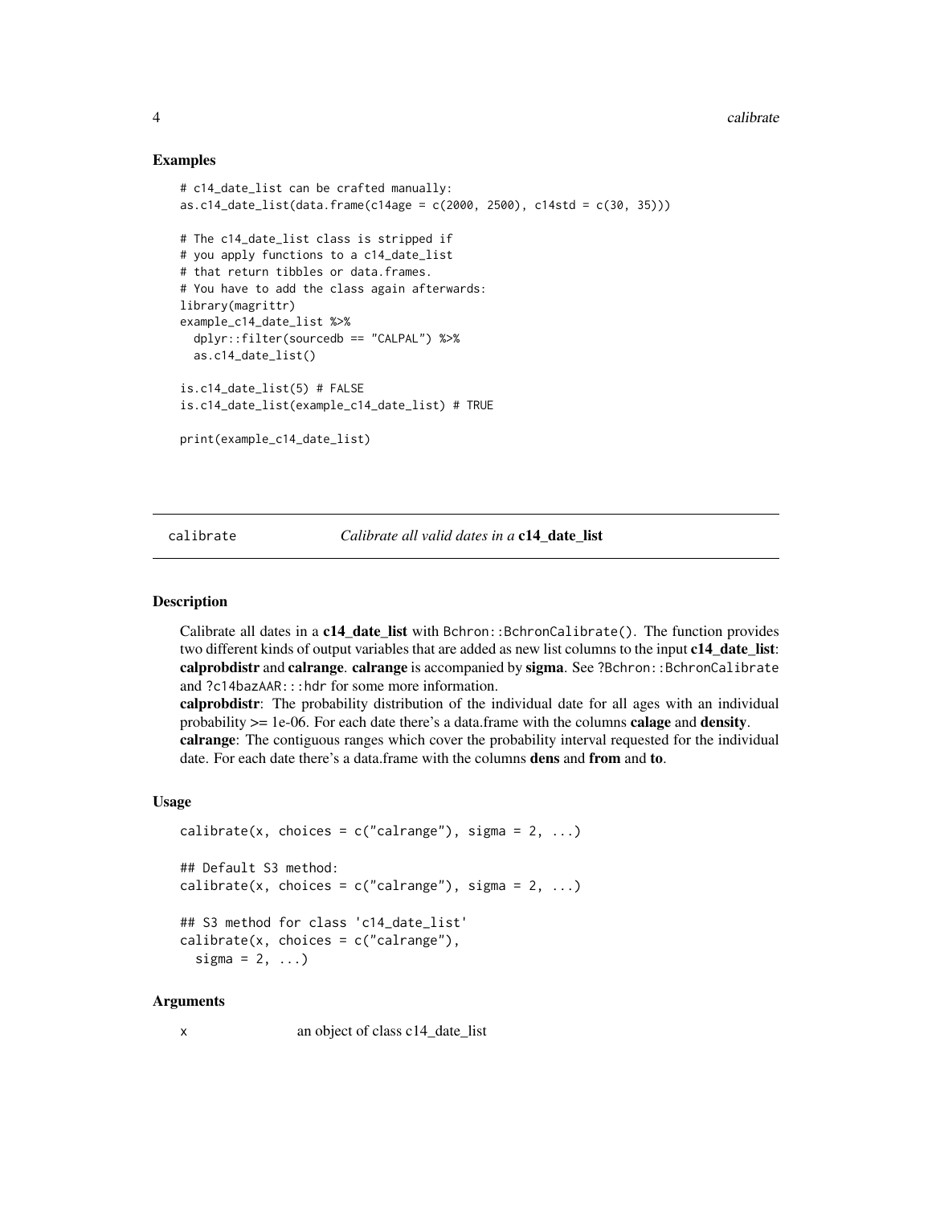## Examples

```
# c14_date_list can be crafted manually:
as.c14_date_list(data.frame(c14age = c(2000, 2500), c14std = c(30, 35)))

# The c14_date_list class is stripped if
# you apply functions to a c14_date_list
# that return tibbles or data.frames.
# You have to add the class again afterwards:
library(magrittr)
example_c14_date_list %>%
  dplyr::filter(sourcedb == "CALPAL") %>%
  as.c14_date_list()

is.c14_date_list(5) # FALSE
is.c14_date_list(example_c14_date_list) # TRUE

print(example_c14_date_list)
```

---

# calibrate — *Calibrate all valid dates in a* **c14_date_list**

## Description

Calibrate all dates in a **c14_date_list** with `Bchron::BchronCalibrate()`. The function provides two different kinds of output variables that are added as new list columns to the input **c14_date_list**: **calprobdistr** and **calrange**. **calrange** is accompanied by **sigma**. See `?Bchron::BchronCalibrate` and `?c14bazAAR:::hdr` for some more information.

**calprobdistr**: The probability distribution of the individual date for all ages with an individual probability >= 1e-06. For each date there's a data.frame with the columns **calage** and **density**.

**calrange**: The contiguous ranges which cover the probability interval requested for the individual date. For each date there's a data.frame with the columns **dens** and **from** and **to**.

## Usage

```
calibrate(x, choices = c("calrange"), sigma = 2, ...)

## Default S3 method:
calibrate(x, choices = c("calrange"), sigma = 2, ...)

## S3 method for class 'c14_date_list'
calibrate(x, choices = c("calrange"),
  sigma = 2, ...)
```

## Arguments

| | |
|---|---|
| x | an object of class c14_date_list |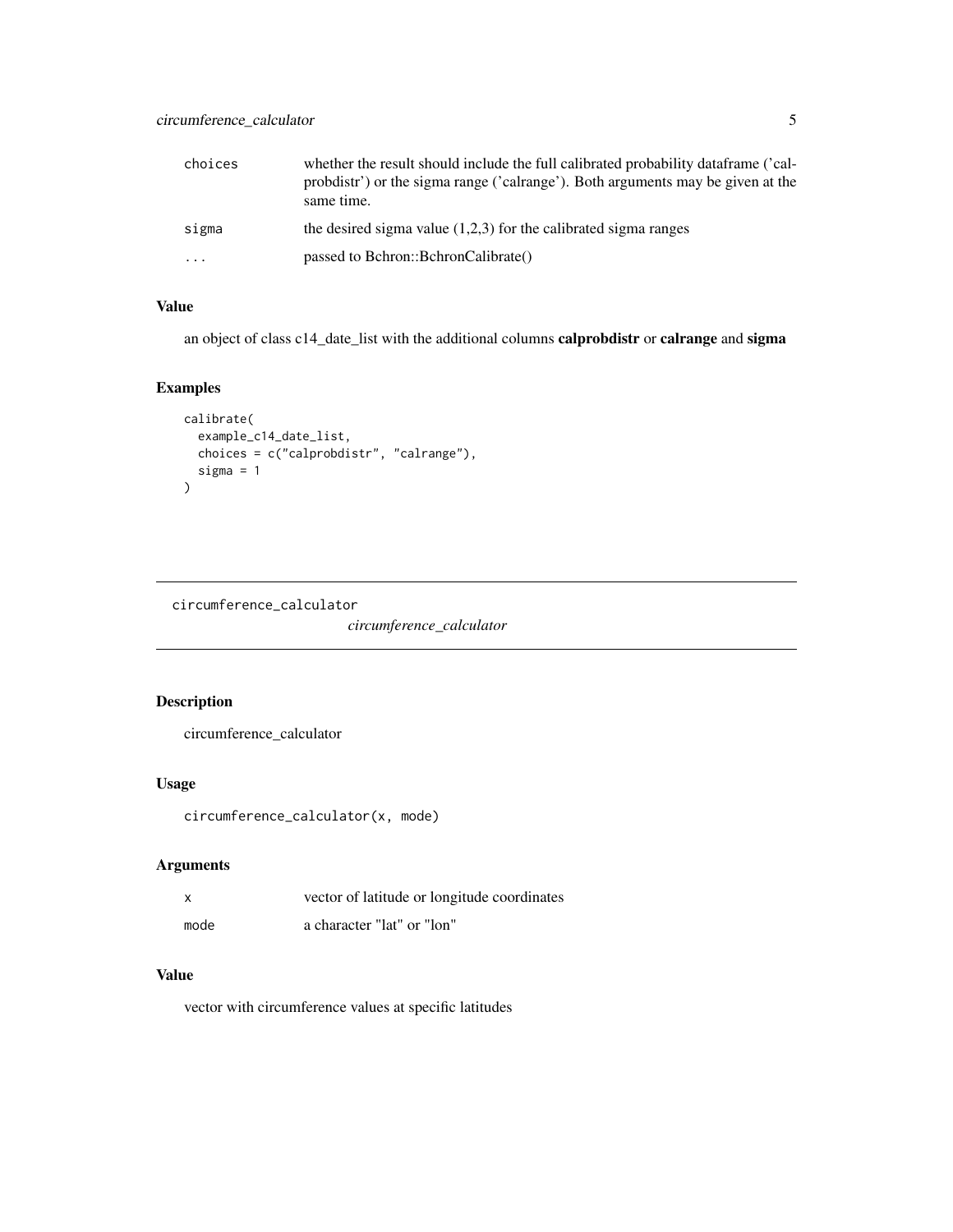| | |
|---|---|
| choices | whether the result should include the full calibrated probability dataframe ('calprobdistr') or the sigma range ('calrange'). Both arguments may be given at the same time. |
| sigma | the desired sigma value (1,2,3) for the calibrated sigma ranges |
| ... | passed to Bchron::BchronCalibrate() |

### Value

an object of class c14_date_list with the additional columns **calprobdistr** or **calrange** and **sigma**

### Examples

```
calibrate(
  example_c14_date_list,
  choices = c("calprobdistr", "calrange"),
  sigma = 1
)
```

---

## circumference_calculator

*circumference_calculator*

### Description

circumference_calculator

### Usage

```
circumference_calculator(x, mode)
```

### Arguments

| | |
|---|---|
| x | vector of latitude or longitude coordinates |
| mode | a character "lat" or "lon" |

### Value

vector with circumference values at specific latitudes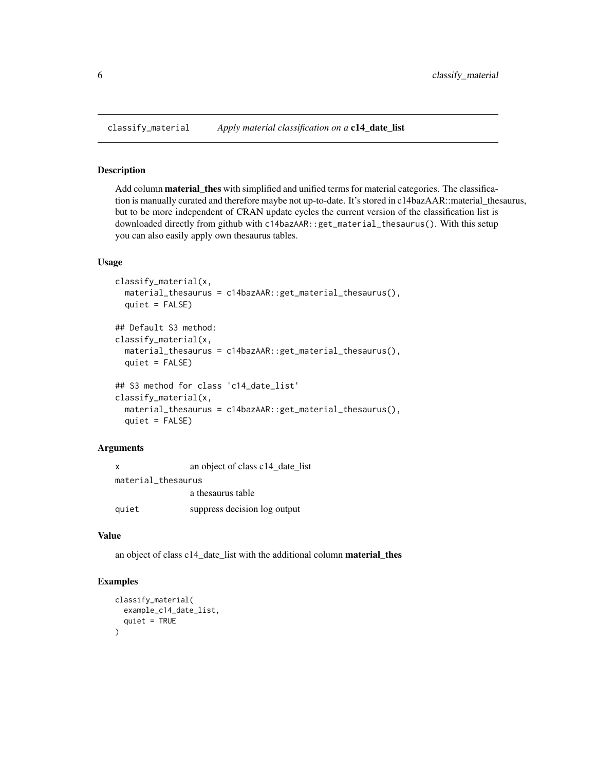# classify_material — *Apply material classification on a* **c14_date_list**

## Description

Add column **material_thes** with simplified and unified terms for material categories. The classification is manually curated and therefore maybe not up-to-date. It's stored in c14bazAAR::material_thesaurus, but to be more independent of CRAN update cycles the current version of the classification list is downloaded directly from github with `c14bazAAR::get_material_thesaurus()`. With this setup you can also easily apply own thesaurus tables.

## Usage

```
classify_material(x,
  material_thesaurus = c14bazAAR::get_material_thesaurus(),
  quiet = FALSE)

## Default S3 method:
classify_material(x,
  material_thesaurus = c14bazAAR::get_material_thesaurus(),
  quiet = FALSE)

## S3 method for class 'c14_date_list'
classify_material(x,
  material_thesaurus = c14bazAAR::get_material_thesaurus(),
  quiet = FALSE)
```

## Arguments

| | |
|---|---|
| `x` | an object of class c14_date_list |
| `material_thesaurus` | a thesaurus table |
| `quiet` | suppress decision log output |

## Value

an object of class c14_date_list with the additional column **material_thes**

## Examples

```
classify_material(
  example_c14_date_list,
  quiet = TRUE
)
```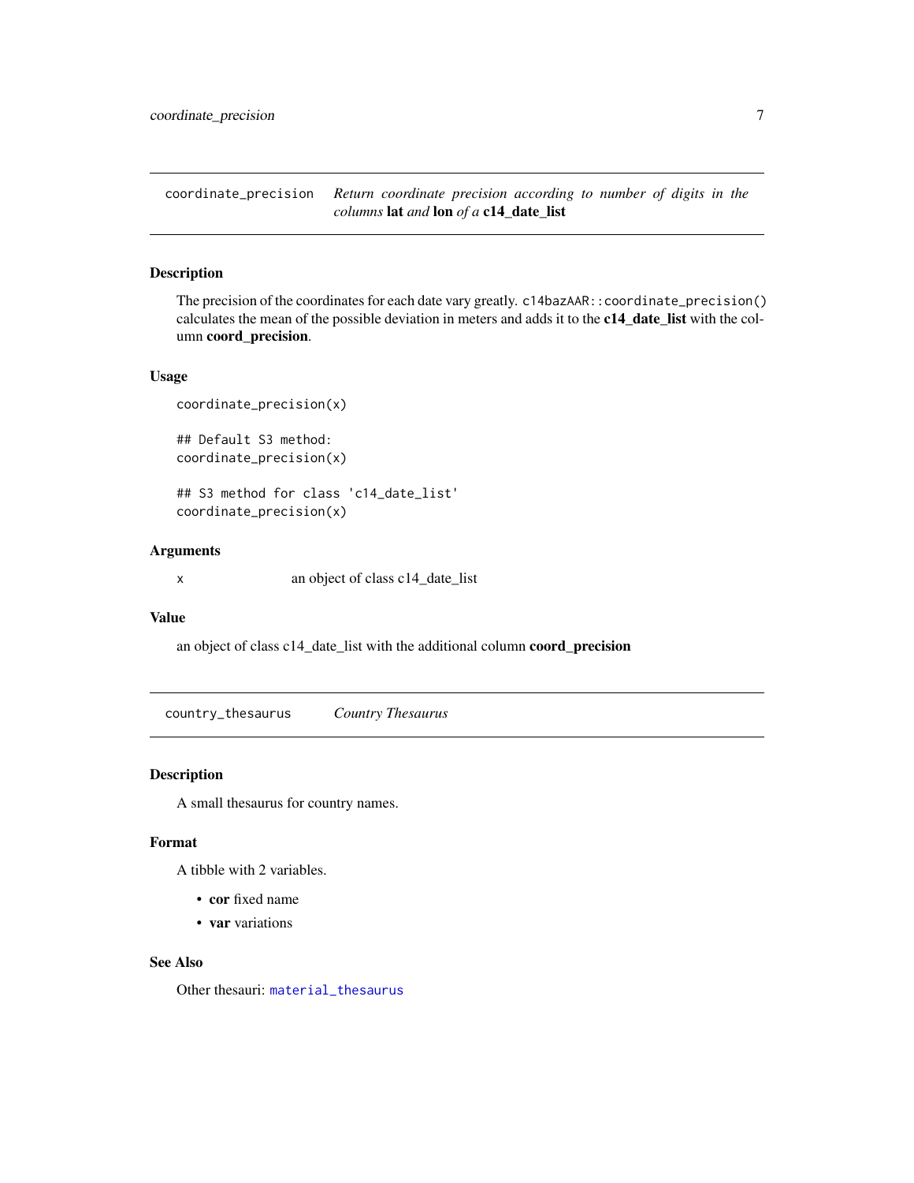## coordinate_precision

*Return coordinate precision according to number of digits in the columns* **lat** *and* **lon** *of a* **c14_date_list**

### Description

The precision of the coordinates for each date vary greatly. `c14bazAAR::coordinate_precision()` calculates the mean of the possible deviation in meters and adds it to the **c14_date_list** with the column **coord_precision**.

### Usage

```
coordinate_precision(x)

## Default S3 method:
coordinate_precision(x)

## S3 method for class 'c14_date_list'
coordinate_precision(x)
```

### Arguments

| | |
|---|---|
| x | an object of class c14_date_list |

### Value

an object of class c14_date_list with the additional column **coord_precision**

## country_thesaurus

*Country Thesaurus*

### Description

A small thesaurus for country names.

### Format

A tibble with 2 variables.

- **cor** fixed name
- **var** variations

### See Also

Other thesauri: `material_thesaurus`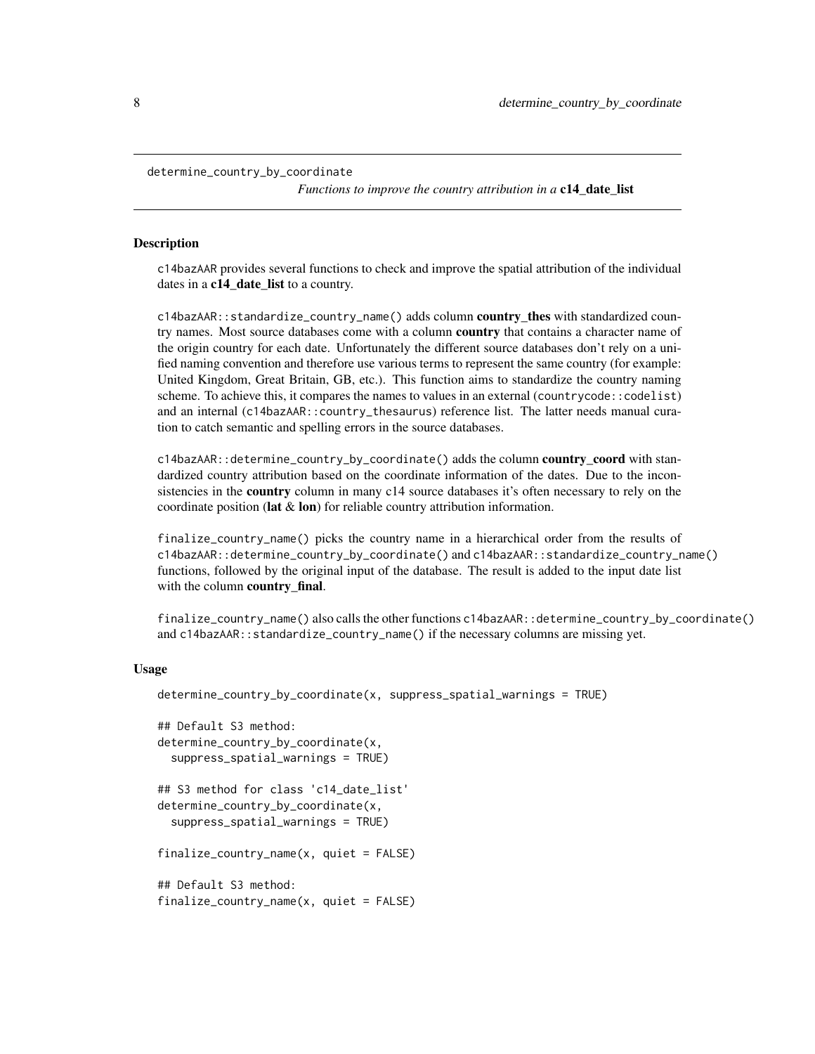determine_country_by_coordinate

*Functions to improve the country attribution in a* **c14_date_list**

## Description

c14bazAAR provides several functions to check and improve the spatial attribution of the individual dates in a **c14_date_list** to a country.

c14bazAAR::standardize_country_name() adds column **country_thes** with standardized country names. Most source databases come with a column **country** that contains a character name of the origin country for each date. Unfortunately the different source databases don't rely on a unified naming convention and therefore use various terms to represent the same country (for example: United Kingdom, Great Britain, GB, etc.). This function aims to standardize the country naming scheme. To achieve this, it compares the names to values in an external (countrycode::codelist) and an internal (c14bazAAR::country_thesaurus) reference list. The latter needs manual curation to catch semantic and spelling errors in the source databases.

c14bazAAR::determine_country_by_coordinate() adds the column **country_coord** with standardized country attribution based on the coordinate information of the dates. Due to the inconsistencies in the **country** column in many c14 source databases it's often necessary to rely on the coordinate position (**lat** & **lon**) for reliable country attribution information.

finalize_country_name() picks the country name in a hierarchical order from the results of c14bazAAR::determine_country_by_coordinate() and c14bazAAR::standardize_country_name() functions, followed by the original input of the database. The result is added to the input date list with the column **country_final**.

finalize_country_name() also calls the other functions c14bazAAR::determine_country_by_coordinate() and c14bazAAR::standardize_country_name() if the necessary columns are missing yet.

## Usage

```
determine_country_by_coordinate(x, suppress_spatial_warnings = TRUE)

## Default S3 method:
determine_country_by_coordinate(x,
  suppress_spatial_warnings = TRUE)

## S3 method for class 'c14_date_list'
determine_country_by_coordinate(x,
  suppress_spatial_warnings = TRUE)

finalize_country_name(x, quiet = FALSE)

## Default S3 method:
finalize_country_name(x, quiet = FALSE)
```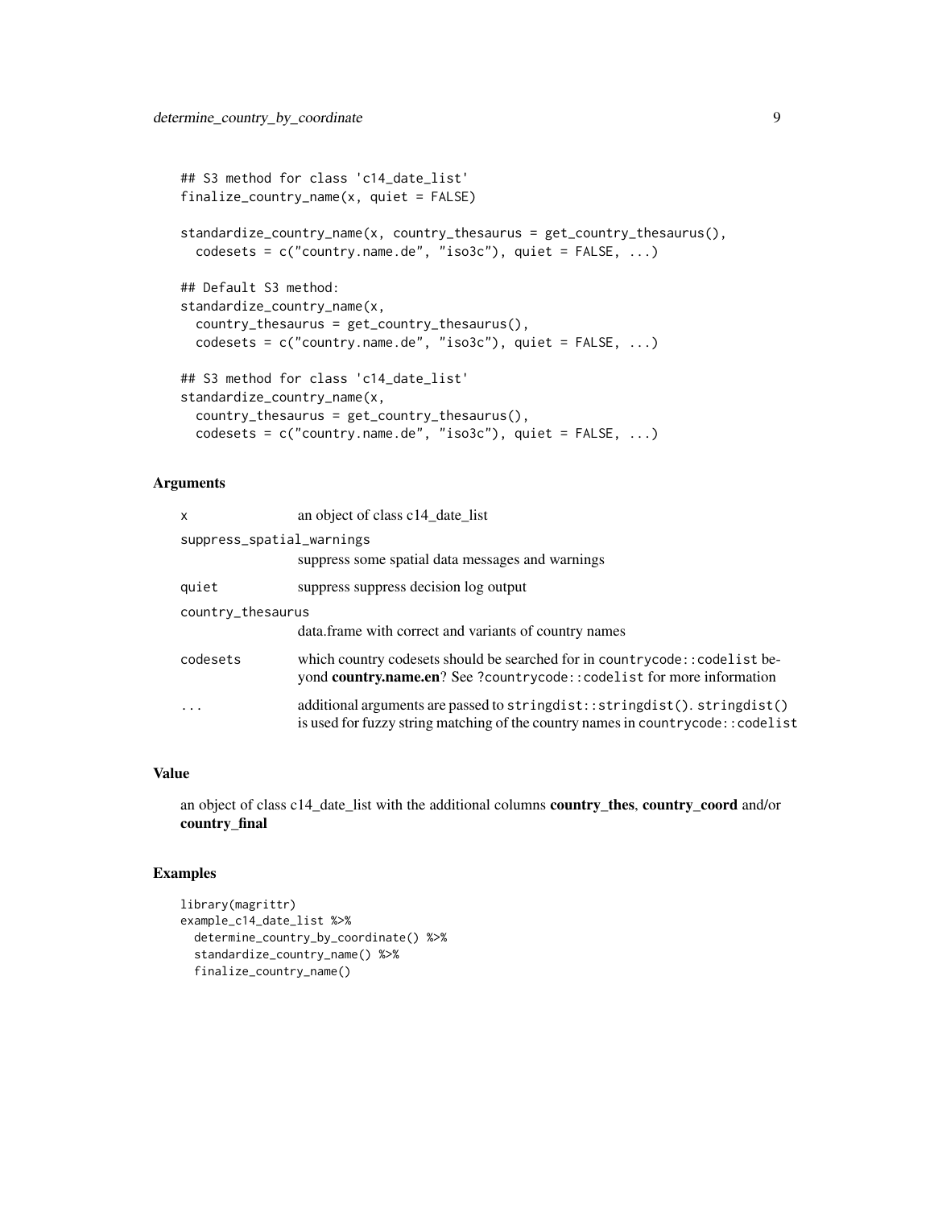```
## S3 method for class 'c14_date_list'
finalize_country_name(x, quiet = FALSE)

standardize_country_name(x, country_thesaurus = get_country_thesaurus(),
  codesets = c("country.name.de", "iso3c"), quiet = FALSE, ...)

## Default S3 method:
standardize_country_name(x,
  country_thesaurus = get_country_thesaurus(),
  codesets = c("country.name.de", "iso3c"), quiet = FALSE, ...)

## S3 method for class 'c14_date_list'
standardize_country_name(x,
  country_thesaurus = get_country_thesaurus(),
  codesets = c("country.name.de", "iso3c"), quiet = FALSE, ...)
```

### Arguments

| | |
|---|---|
| `x` | an object of class c14_date_list |
| `suppress_spatial_warnings` | suppress some spatial data messages and warnings |
| `quiet` | suppress suppress decision log output |
| `country_thesaurus` | data.frame with correct and variants of country names |
| `codesets` | which country codesets should be searched for in `countrycode::codelist` beyond **country.name.en**? See `?countrycode::codelist` for more information |
| `...` | additional arguments are passed to `stringdist::stringdist()`. `stringdist()` is used for fuzzy string matching of the country names in `countrycode::codelist` |

### Value

an object of class c14_date_list with the additional columns **country_thes**, **country_coord** and/or **country_final**

### Examples

```
library(magrittr)
example_c14_date_list %>%
  determine_country_by_coordinate() %>%
  standardize_country_name() %>%
  finalize_country_name()
```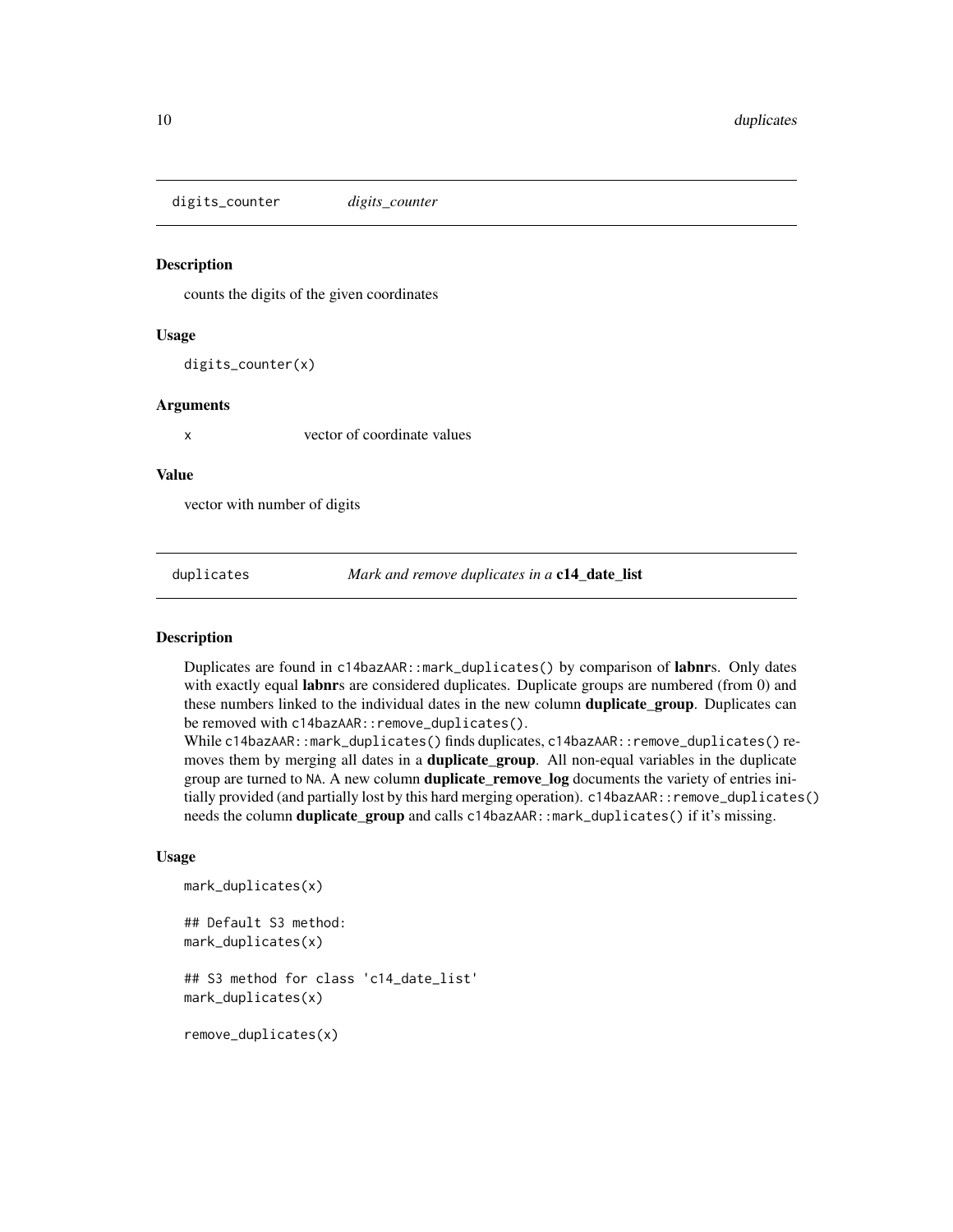## digits_counter — *digits_counter*

### Description

counts the digits of the given coordinates

### Usage

```
digits_counter(x)
```

### Arguments

| | |
|---|---|
| x | vector of coordinate values |

### Value

vector with number of digits

## duplicates — *Mark and remove duplicates in a* **c14_date_list**

### Description

Duplicates are found in `c14bazAAR::mark_duplicates()` by comparison of **labnr**s. Only dates with exactly equal **labnr**s are considered duplicates. Duplicate groups are numbered (from 0) and these numbers linked to the individual dates in the new column **duplicate_group**. Duplicates can be removed with `c14bazAAR::remove_duplicates()`.

While `c14bazAAR::mark_duplicates()` finds duplicates, `c14bazAAR::remove_duplicates()` removes them by merging all dates in a **duplicate_group**. All non-equal variables in the duplicate group are turned to `NA`. A new column **duplicate_remove_log** documents the variety of entries initially provided (and partially lost by this hard merging operation). `c14bazAAR::remove_duplicates()` needs the column **duplicate_group** and calls `c14bazAAR::mark_duplicates()` if it's missing.

### Usage

```
mark_duplicates(x)

## Default S3 method:
mark_duplicates(x)

## S3 method for class 'c14_date_list'
mark_duplicates(x)

remove_duplicates(x)
```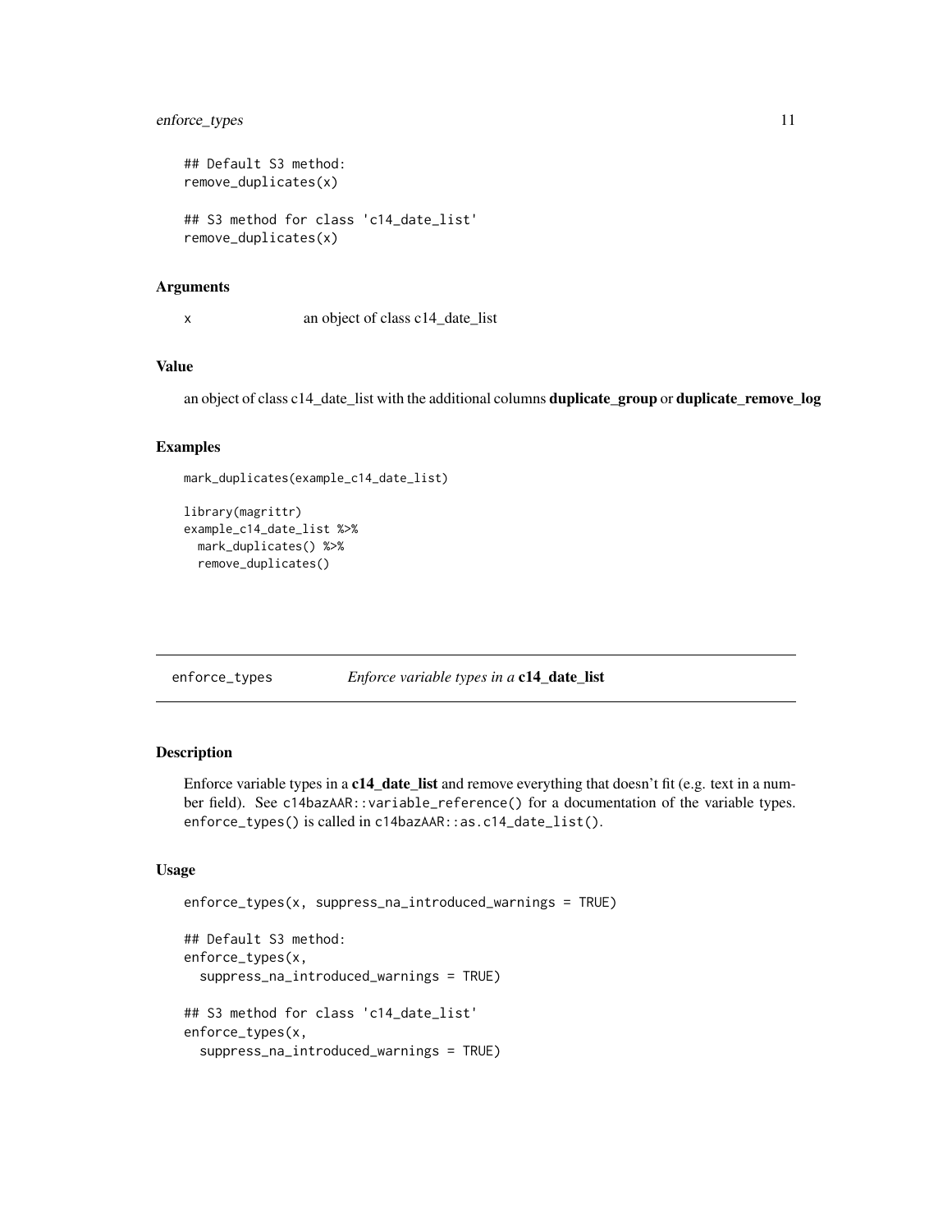```
## Default S3 method:
remove_duplicates(x)

## S3 method for class 'c14_date_list'
remove_duplicates(x)
```

### Arguments

x an object of class c14_date_list

### Value

an object of class c14_date_list with the additional columns **duplicate_group** or **duplicate_remove_log**

### Examples

```
mark_duplicates(example_c14_date_list)

library(magrittr)
example_c14_date_list %>%
  mark_duplicates() %>%
  remove_duplicates()
```

---

## enforce_types *Enforce variable types in a* **c14_date_list**

### Description

Enforce variable types in a **c14_date_list** and remove everything that doesn't fit (e.g. text in a number field). See `c14bazAAR::variable_reference()` for a documentation of the variable types. `enforce_types()` is called in `c14bazAAR::as.c14_date_list()`.

### Usage

```
enforce_types(x, suppress_na_introduced_warnings = TRUE)

## Default S3 method:
enforce_types(x,
  suppress_na_introduced_warnings = TRUE)

## S3 method for class 'c14_date_list'
enforce_types(x,
  suppress_na_introduced_warnings = TRUE)
```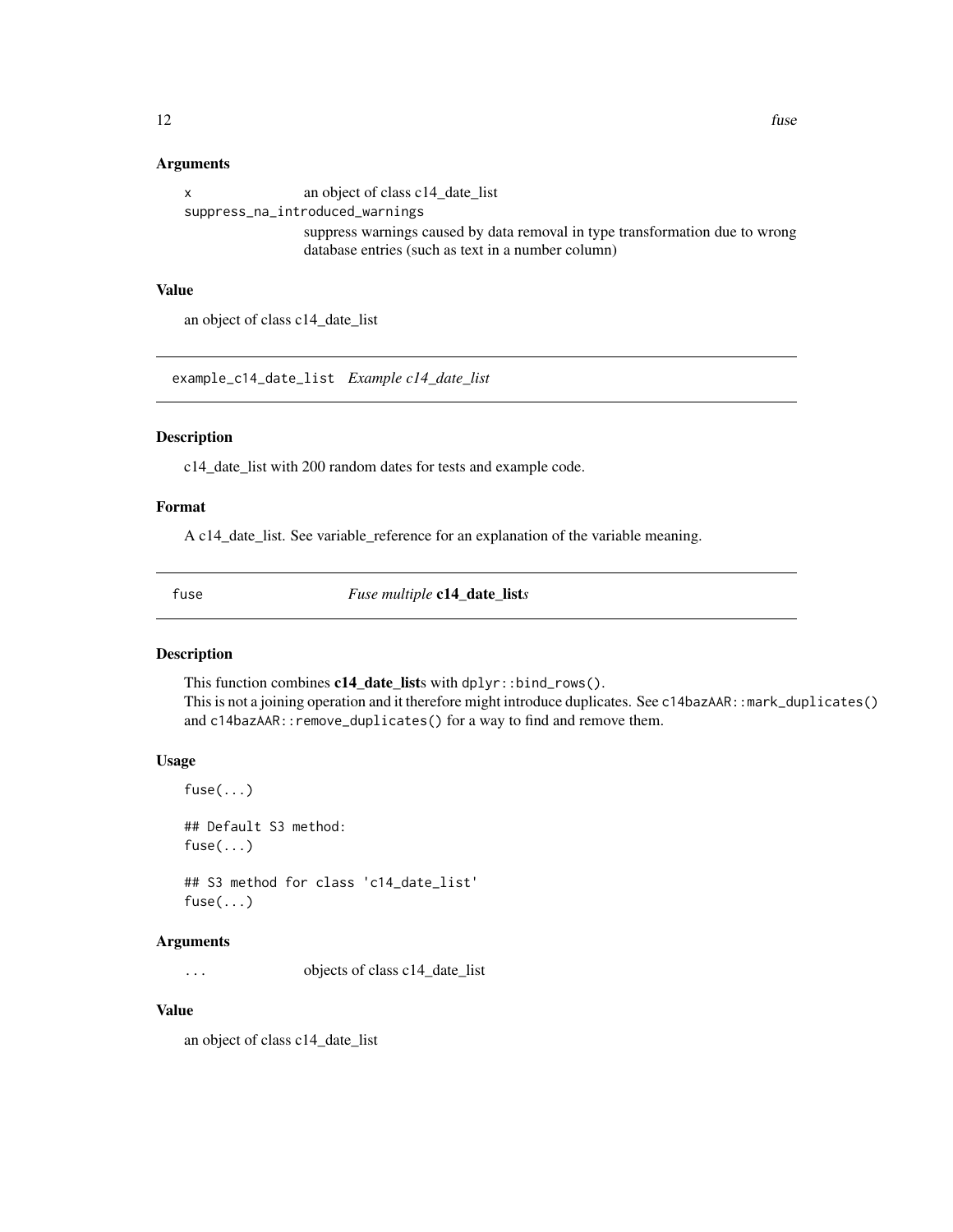### Arguments

`x` an object of class c14_date_list

`suppress_na_introduced_warnings` suppress warnings caused by data removal in type transformation due to wrong database entries (such as text in a number column)

### Value

an object of class c14_date_list

---

## example_c14_date_list *Example c14_date_list*

### Description

c14_date_list with 200 random dates for tests and example code.

### Format

A c14_date_list. See variable_reference for an explanation of the variable meaning.

---

## fuse *Fuse multiple* **c14_date_list***s*

### Description

This function combines **c14_date_list**s with `dplyr::bind_rows()`.
This is not a joining operation and it therefore might introduce duplicates. See `c14bazAAR::mark_duplicates()` and `c14bazAAR::remove_duplicates()` for a way to find and remove them.

### Usage

```
fuse(...)

## Default S3 method:
fuse(...)

## S3 method for class 'c14_date_list'
fuse(...)
```

### Arguments

`...` objects of class c14_date_list

### Value

an object of class c14_date_list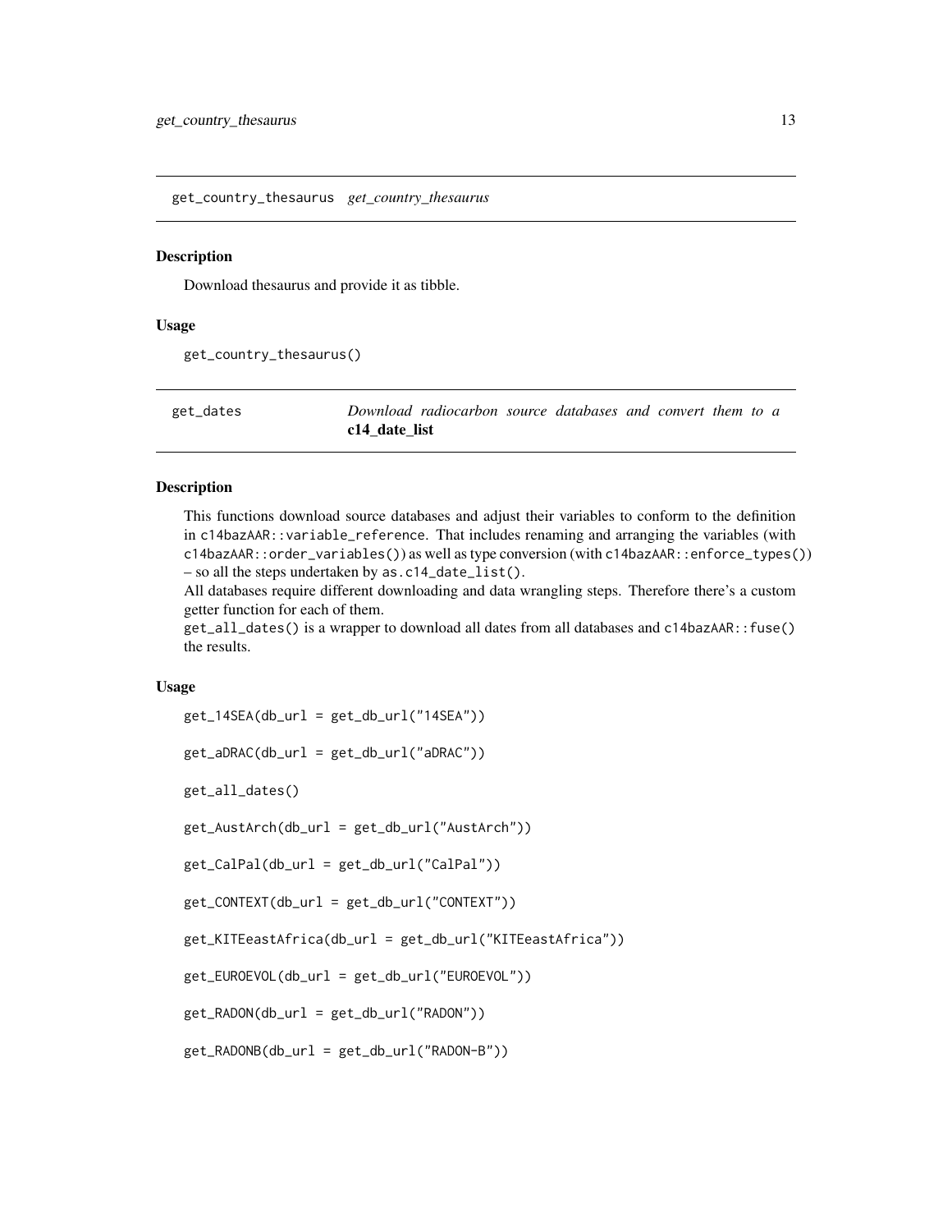## get_country_thesaurus    *get_country_thesaurus*

### Description

Download thesaurus and provide it as tibble.

### Usage

```
get_country_thesaurus()
```

## get_dates    *Download radiocarbon source databases and convert them to a* **c14_date_list**

### Description

This functions download source databases and adjust their variables to conform to the definition in `c14bazAAR::variable_reference`. That includes renaming and arranging the variables (with `c14bazAAR::order_variables()`) as well as type conversion (with `c14bazAAR::enforce_types()`) – so all the steps undertaken by `as.c14_date_list()`.
All databases require different downloading and data wrangling steps. Therefore there's a custom getter function for each of them.
`get_all_dates()` is a wrapper to download all dates from all databases and `c14bazAAR::fuse()` the results.

### Usage

```
get_14SEA(db_url = get_db_url("14SEA"))

get_aDRAC(db_url = get_db_url("aDRAC"))

get_all_dates()

get_AustArch(db_url = get_db_url("AustArch"))

get_CalPal(db_url = get_db_url("CalPal"))

get_CONTEXT(db_url = get_db_url("CONTEXT"))

get_KITEeastAfrica(db_url = get_db_url("KITEeastAfrica"))

get_EUROEVOL(db_url = get_db_url("EUROEVOL"))

get_RADON(db_url = get_db_url("RADON"))

get_RADONB(db_url = get_db_url("RADON-B"))
```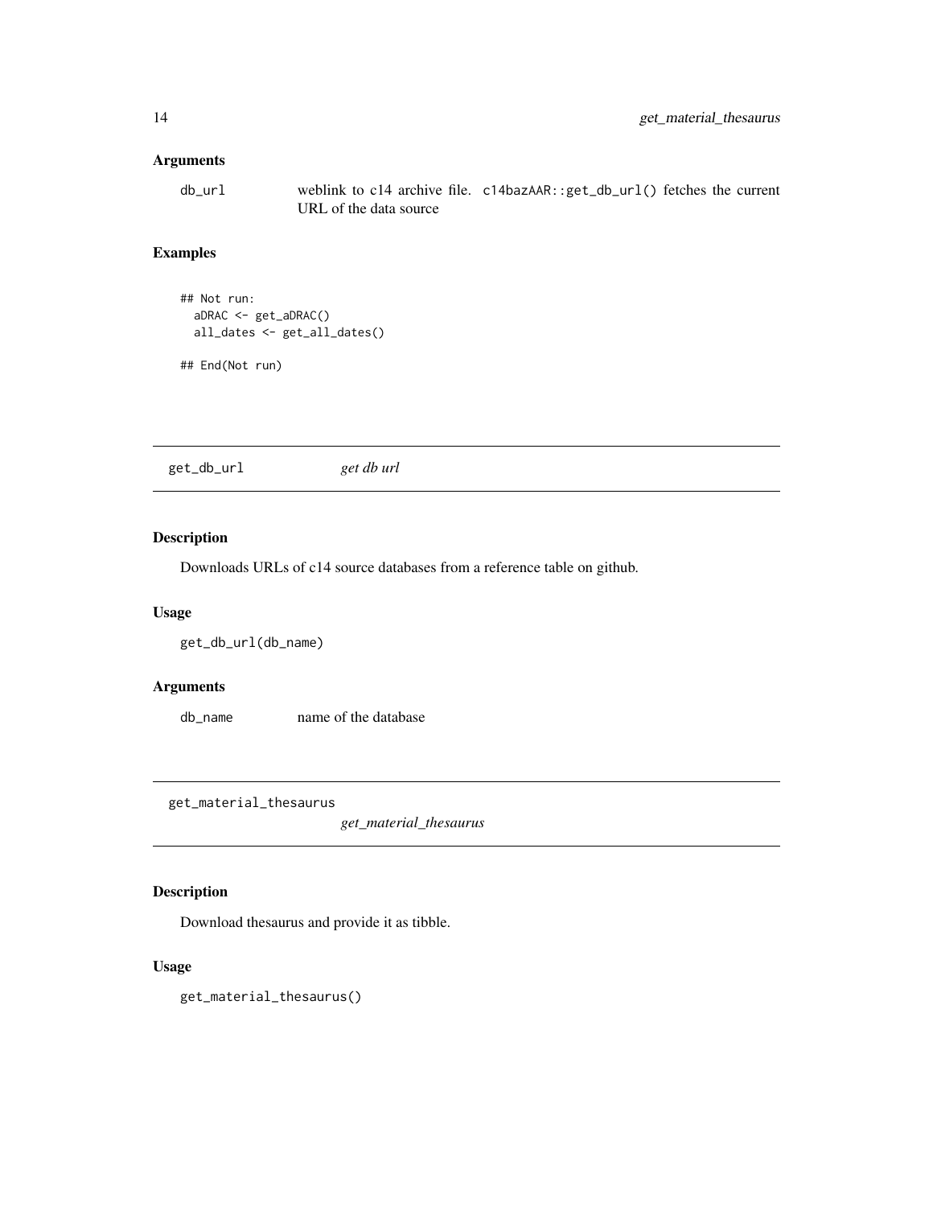### Arguments

db_url    weblink to c14 archive file. `c14bazAAR::get_db_url()` fetches the current URL of the data source

### Examples

```
## Not run:
  aDRAC <- get_aDRAC()
  all_dates <- get_all_dates()

## End(Not run)
```

---

## get_db_url    *get db url*

---

### Description

Downloads URLs of c14 source databases from a reference table on github.

### Usage

```
get_db_url(db_name)
```

### Arguments

db_name    name of the database

---

## get_material_thesaurus    *get_material_thesaurus*

---

### Description

Download thesaurus and provide it as tibble.

### Usage

```
get_material_thesaurus()
```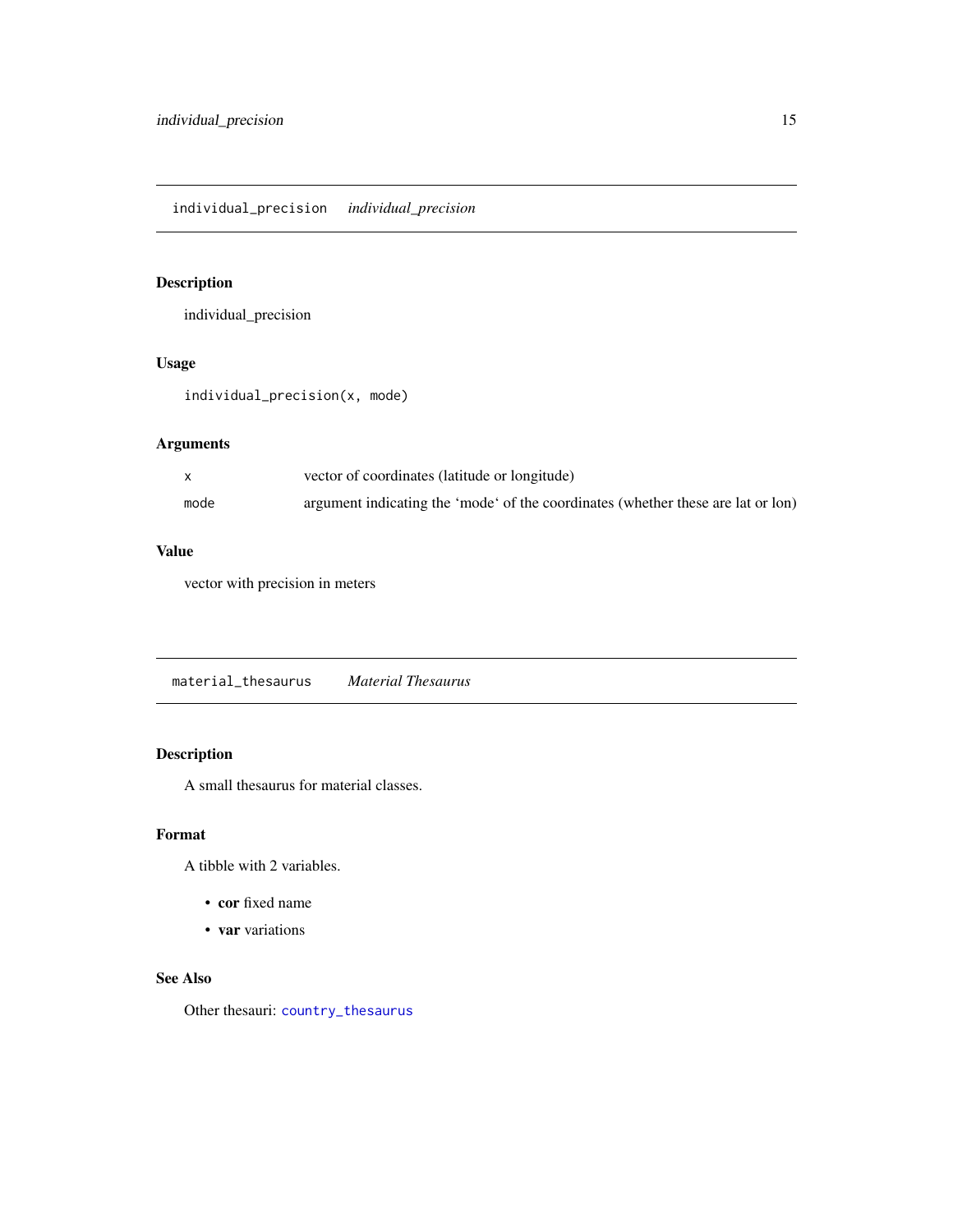## individual_precision *individual_precision*

### Description

individual_precision

### Usage

```
individual_precision(x, mode)
```

### Arguments

| | |
|---|---|
| x | vector of coordinates (latitude or longitude) |
| mode | argument indicating the 'mode' of the coordinates (whether these are lat or lon) |

### Value

vector with precision in meters

## material_thesaurus *Material Thesaurus*

### Description

A small thesaurus for material classes.

### Format

A tibble with 2 variables.

- **cor** fixed name
- **var** variations

### See Also

Other thesauri: country_thesaurus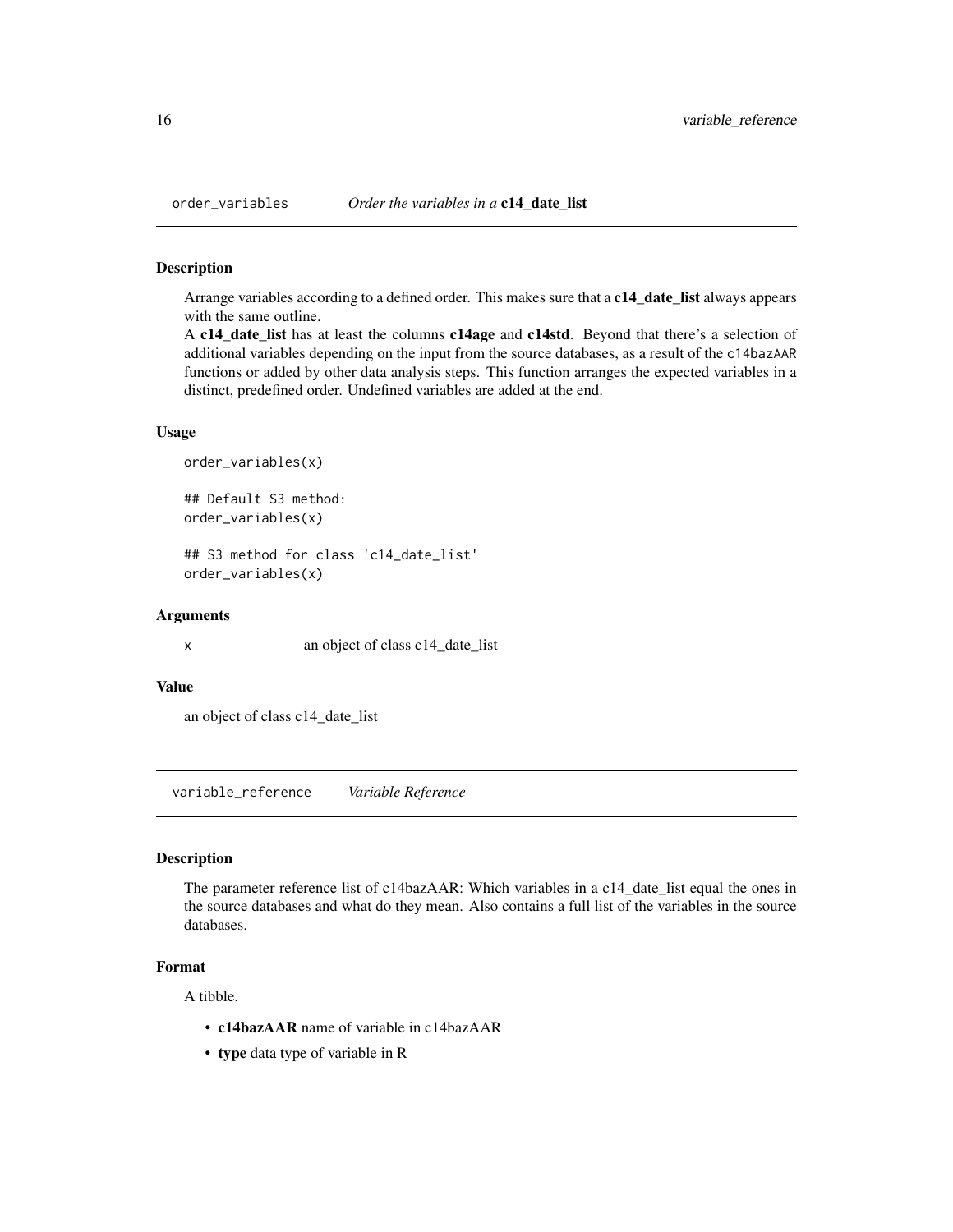## order_variables *Order the variables in a* **c14_date_list**

### Description

Arrange variables according to a defined order. This makes sure that a **c14_date_list** always appears with the same outline.
A **c14_date_list** has at least the columns **c14age** and **c14std**. Beyond that there's a selection of additional variables depending on the input from the source databases, as a result of the c14bazAAR functions or added by other data analysis steps. This function arranges the expected variables in a distinct, predefined order. Undefined variables are added at the end.

### Usage

```
order_variables(x)

## Default S3 method:
order_variables(x)

## S3 method for class 'c14_date_list'
order_variables(x)
```

### Arguments

| | |
|---|---|
| x | an object of class c14_date_list |

### Value

an object of class c14_date_list

## variable_reference *Variable Reference*

### Description

The parameter reference list of c14bazAAR: Which variables in a c14_date_list equal the ones in the source databases and what do they mean. Also contains a full list of the variables in the source databases.

### Format

A tibble.

- **c14bazAAR** name of variable in c14bazAAR
- **type** data type of variable in R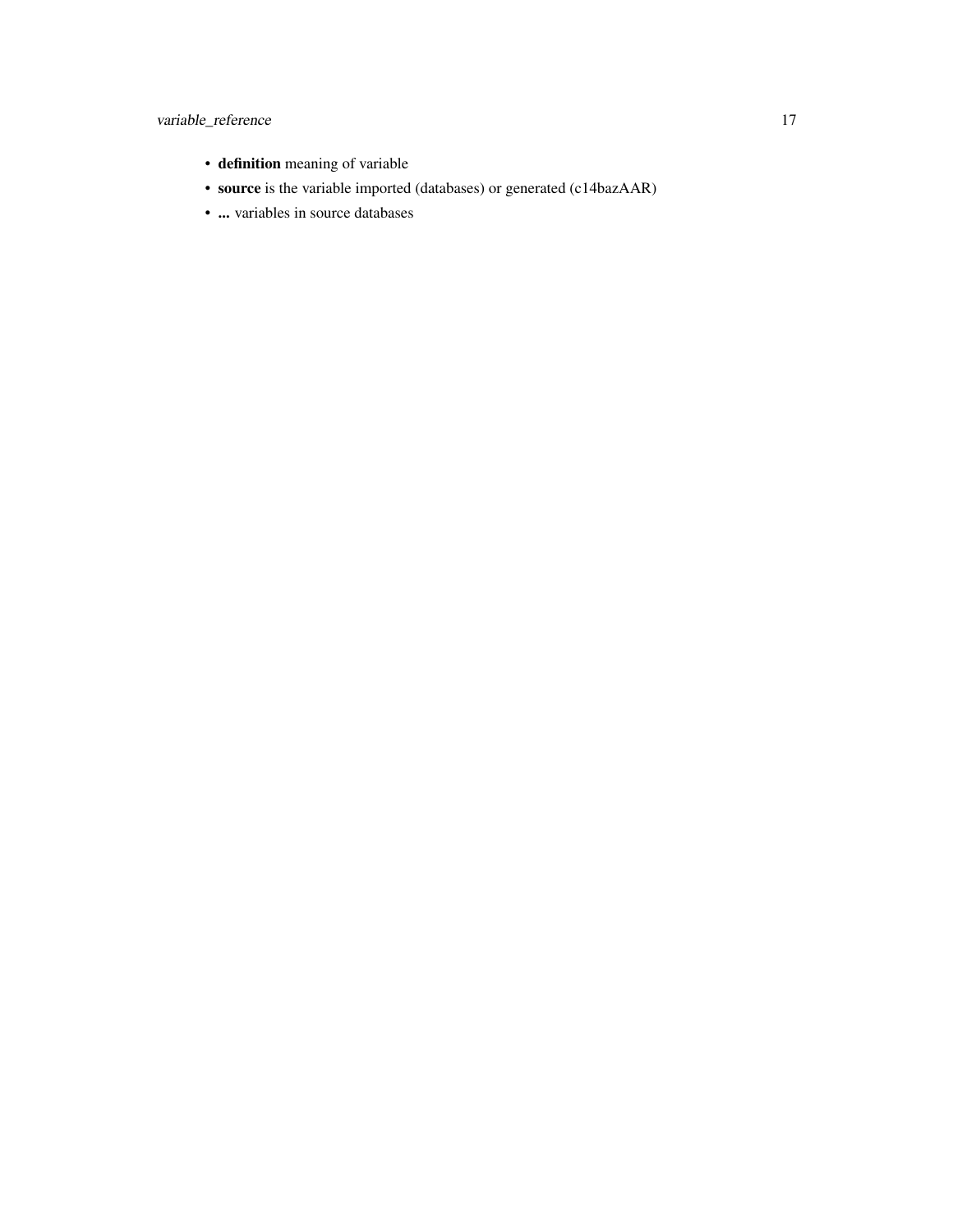- **definition** meaning of variable
- **source** is the variable imported (databases) or generated (c14bazAAR)
- **...** variables in source databases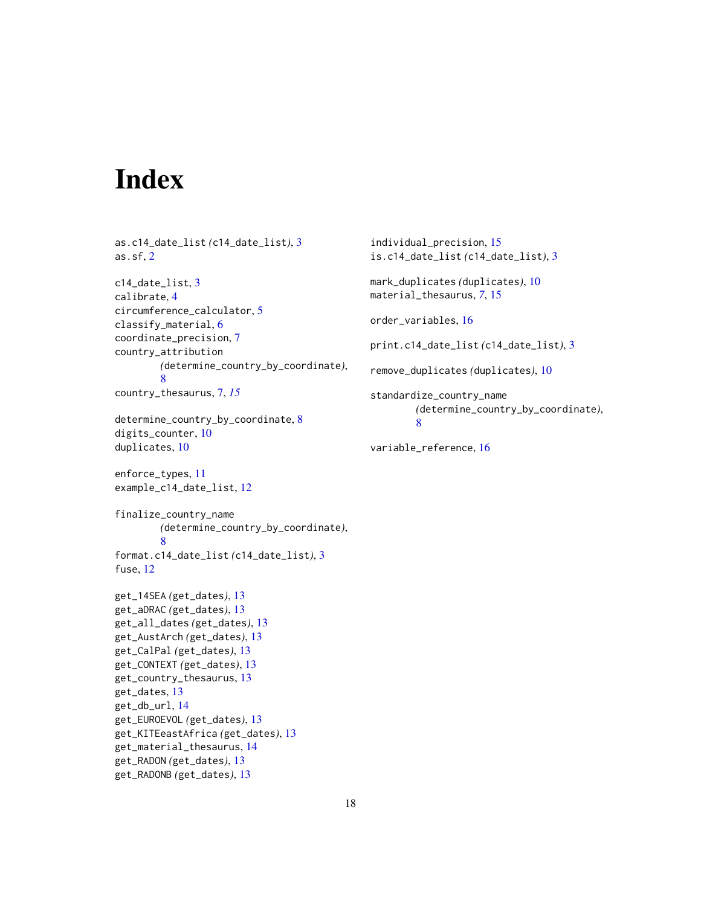# Index

as.c14_date_list (c14_date_list), 3
as.sf, 2

c14_date_list, 3
calibrate, 4
circumference_calculator, 5
classify_material, 6
coordinate_precision, 7
country_attribution (determine_country_by_coordinate), 8
country_thesaurus, 7, *15*

determine_country_by_coordinate, 8
digits_counter, 10
duplicates, 10

enforce_types, 11
example_c14_date_list, 12

finalize_country_name (determine_country_by_coordinate), 8
format.c14_date_list (c14_date_list), 3
fuse, 12

get_14SEA (get_dates), 13
get_aDRAC (get_dates), 13
get_all_dates (get_dates), 13
get_AustArch (get_dates), 13
get_CalPal (get_dates), 13
get_CONTEXT (get_dates), 13
get_country_thesaurus, 13
get_dates, 13
get_db_url, 14
get_EUROEVOL (get_dates), 13
get_KITEeastAfrica (get_dates), 13
get_material_thesaurus, 14
get_RADON (get_dates), 13
get_RADONB (get_dates), 13

individual_precision, 15
is.c14_date_list (c14_date_list), 3

mark_duplicates (duplicates), 10
material_thesaurus, *7*, 15

order_variables, 16

print.c14_date_list (c14_date_list), 3

remove_duplicates (duplicates), 10

standardize_country_name (determine_country_by_coordinate), 8

variable_reference, 16